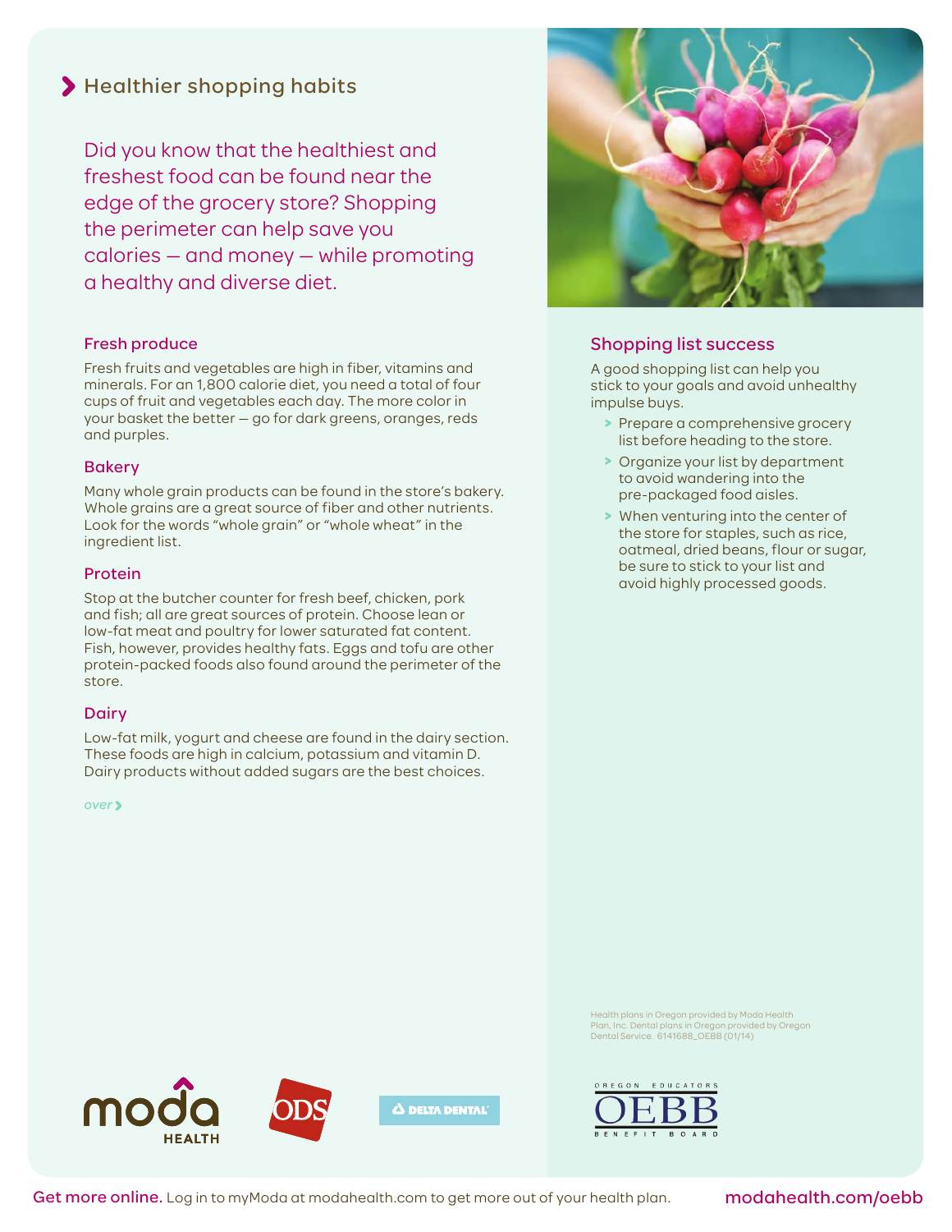# Healthier shopping habits

Did you know that the healthiest and freshest food can be found near the edge of the grocery store? Shopping the perimeter can help save you calories — and money — while promoting a healthy and diverse diet.

## Fresh produce

Fresh fruits and vegetables are high in fiber, vitamins and minerals. For an 1,800 calorie diet, you need a total of four cups of fruit and vegetables each day. The more color in your basket the better — go for dark greens, oranges, reds and purples.

## Bakery

Many whole grain products can be found in the store's bakery. Whole grains are a great source of fiber and other nutrients. Look for the words "whole grain" or "whole wheat" in the ingredient list.

## Protein

Stop at the butcher counter for fresh beef, chicken, pork and fish; all are great sources of protein. Choose lean or low-fat meat and poultry for lower saturated fat content. Fish, however, provides healthy fats. Eggs and tofu are other protein-packed foods also found around the perimeter of the store.

## Dairy

Low-fat milk, yogurt and cheese are found in the dairy section. These foods are high in calcium, potassium and vitamin D. Dairy products without added sugars are the best choices.

*over*

## Shopping list success

A good shopping list can help you stick to your goals and avoid unhealthy impulse buys.

- Prepare a comprehensive grocery list before heading to the store.
- Organize your list by department to avoid wandering into the pre-packaged food aisles.
- When venturing into the center of the store for staples, such as rice, oatmeal, dried beans, flour or sugar, be sure to stick to your list and avoid highly processed goods.

Health plans in Oregon provided by Moda Health Plan, Inc. Dental plans in Oregon provided by Oregon Dental Service. 6141688_OEBB (01/14)

moda HEALTH | ODS | DELTA DENTAL | OREGON EDUCATORS OEBB BENEFIT BOARD

**Get more online.** Log in to myModa at modahealth.com to get more out of your health plan. **modahealth.com/oebb**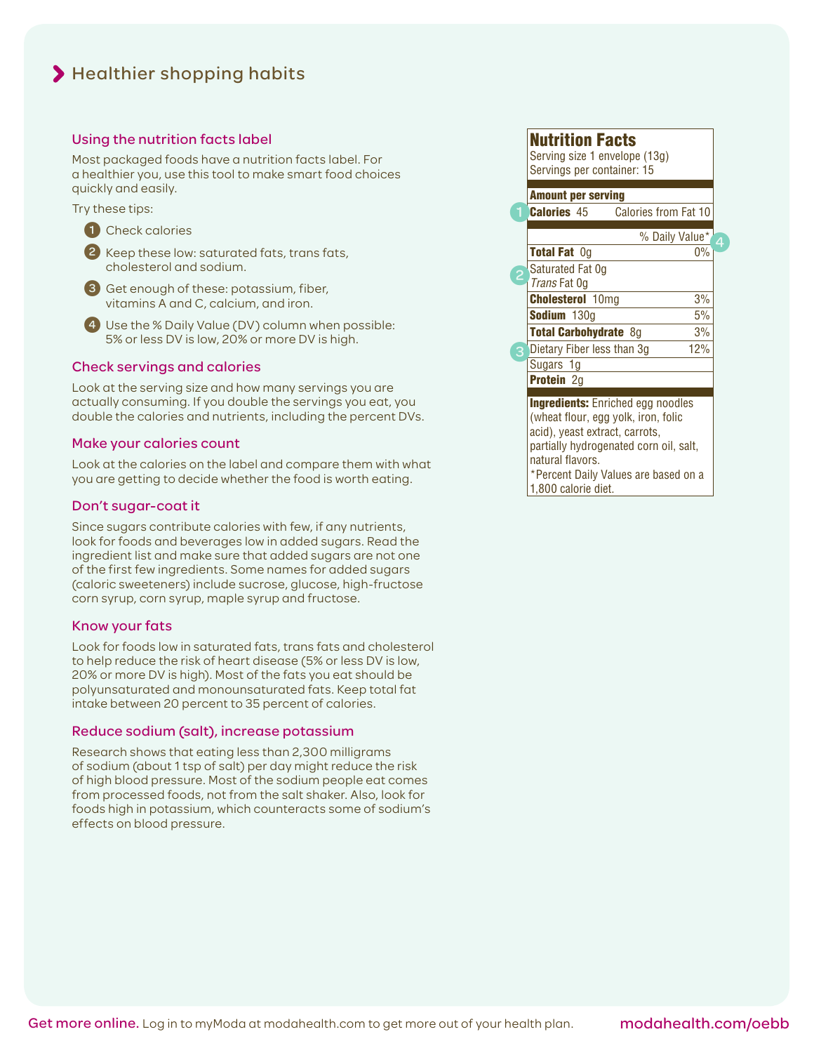## Healthier shopping habits

### Using the nutrition facts label

Most packaged foods have a nutrition facts label. For a healthier you, use this tool to make smart food choices quickly and easily.

Try these tips:

1. Check calories
2. Keep these low: saturated fats, trans fats, cholesterol and sodium.
3. Get enough of these: potassium, fiber, vitamins A and C, calcium, and iron.
4. Use the % Daily Value (DV) column when possible: 5% or less DV is low, 20% or more DV is high.

### Check servings and calories

Look at the serving size and how many servings you are actually consuming. If you double the servings you eat, you double the calories and nutrients, including the percent DVs.

### Make your calories count

Look at the calories on the label and compare them with what you are getting to decide whether the food is worth eating.

### Don't sugar-coat it

Since sugars contribute calories with few, if any nutrients, look for foods and beverages low in added sugars. Read the ingredient list and make sure that added sugars are not one of the first few ingredients. Some names for added sugars (caloric sweeteners) include sucrose, glucose, high-fructose corn syrup, corn syrup, maple syrup and fructose.

### Know your fats

Look for foods low in saturated fats, trans fats and cholesterol to help reduce the risk of heart disease (5% or less DV is low, 20% or more DV is high). Most of the fats you eat should be polyunsaturated and monounsaturated fats. Keep total fat intake between 20 percent to 35 percent of calories.

### Reduce sodium (salt), increase potassium

Research shows that eating less than 2,300 milligrams of sodium (about 1 tsp of salt) per day might reduce the risk of high blood pressure. Most of the sodium people eat comes from processed foods, not from the salt shaker. Also, look for foods high in potassium, which counteracts some of sodium's effects on blood pressure.

**Nutrition Facts**

Serving size 1 envelope (13g)
Servings per container: 15

| | |
|---|---|
| **Amount per serving** | |
| (1) **Calories** 45 | Calories from Fat 10 |
| | % Daily Value* (4) |
| **Total Fat** 0g | 0% |
| (2) Saturated Fat 0g | |
| *Trans* Fat 0g | |
| **Cholesterol** 10mg | 3% |
| **Sodium** 130g | 5% |
| **Total Carbohydrate** 8g | 3% |
| (3) Dietary Fiber less than 3g | 12% |
| Sugars 1g | |
| **Protein** 2g | |

**Ingredients:** Enriched egg noodles (wheat flour, egg yolk, iron, folic acid), yeast extract, carrots, partially hydrogenated corn oil, salt, natural flavors.

*Percent Daily Values are based on a 1,800 calorie diet.

**Get more online.** Log in to myModa at modahealth.com to get more out of your health plan. **modahealth.com/oebb**